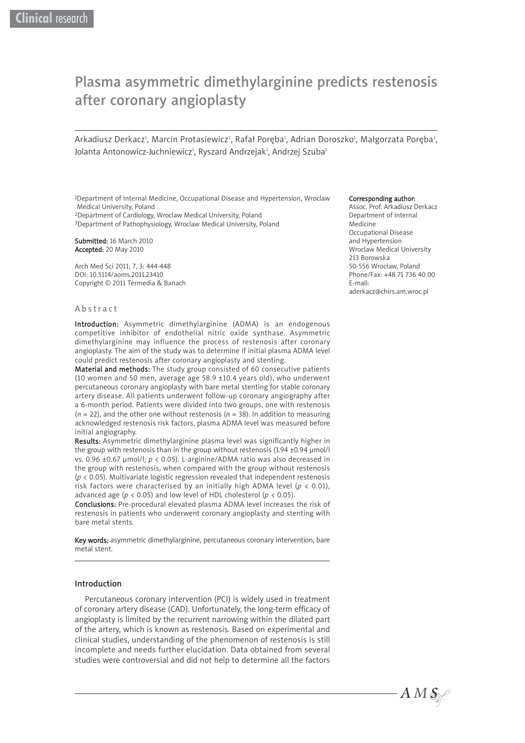# Plasma asymmetric dimethylarginine predicts restenosis after coronary angioplasty

Arkadiusz Derkacz[1], Marcin Protasiewicz[2], Rafał Poręba[1], Adrian Doroszko[1], Małgorzata Poręba[3], Jolanta Antonowicz-Juchniewicz[1], Ryszard Andrzejak[1], Andrzej Szuba[1]

[1]Department of Internal Medicine, Occupational Disease and Hypertension, Wroclaw Medical University, Poland
[2]Department of Cardiology, Wroclaw Medical University, Poland
[3]Department of Pathophysiology, Wroclaw Medical University, Poland

**Submitted:** 16 March 2010
**Accepted:** 20 May 2010

Arch Med Sci 2011; 7, 3: 444-448
DOI: 10.5114/aoms.2011.23410
Copyright © 2011 Termedia & Banach

**Corresponding author:**
Assoc. Prof. Arkadiusz Derkacz
Department of Internal Medicine
Occupational Disease and Hypertension
Wroclaw Medical University
213 Borowska
50-556 Wrocław, Poland
Phone/Fax: +48 71 736 40 00
E-mail: aderkacz@chirs.am.wroc.pl

## Abstract

**Introduction:** Asymmetric dimethylarginine (ADMA) is an endogenous competitive inhibitor of endothelial nitric oxide synthase. Asymmetric dimethylarginine may influence the process of restenosis after coronary angioplasty. The aim of the study was to determine if initial plasma ADMA level could predict restenosis after coronary angioplasty and stenting.

**Material and methods:** The study group consisted of 60 consecutive patients (10 women and 50 men, average age 58.9 ±10.4 years old), who underwent percutaneous coronary angioplasty with bare metal stenting for stable coronary artery disease. All patients underwent follow-up coronary angiography after a 6-month period. Patients were divided into two groups, one with restenosis ($n$ = 22), and the other one without restenosis ($n$ = 38). In addition to measuring acknowledged restenosis risk factors, plasma ADMA level was measured before initial angiography.

**Results:** Asymmetric dimethylarginine plasma level was significantly higher in the group with restenosis than in the group without restenosis (1.94 ±0.94 µmol/l vs. 0.96 ±0.67 µmol/l; $p < 0.05$). L-arginine/ADMA ratio was also decreased in the group with restenosis, when compared with the group without restenosis ($p < 0.05$). Multivariate logistic regression revealed that independent restenosis risk factors were characterised by an initially high ADMA level ($p < 0.01$), advanced age ($p < 0.05$) and low level of HDL cholesterol ($p < 0.05$).

**Conclusions:** Pre-procedural elevated plasma ADMA level increases the risk of restenosis in patients who underwent coronary angioplasty and stenting with bare metal stents.

**Key words:** asymmetric dimethylarginine, percutaneous coronary intervention, bare metal stent.

## Introduction

Percutaneous coronary intervention (PCI) is widely used in treatment of coronary artery disease (CAD). Unfortunately, the long-term efficacy of angioplasty is limited by the recurrent narrowing within the dilated part of the artery, which is known as restenosis. Based on experimental and clinical studies, understanding of the phenomenon of restenosis is still incomplete and needs further elucidation. Data obtained from several studies were controversial and did not help to determine all the factors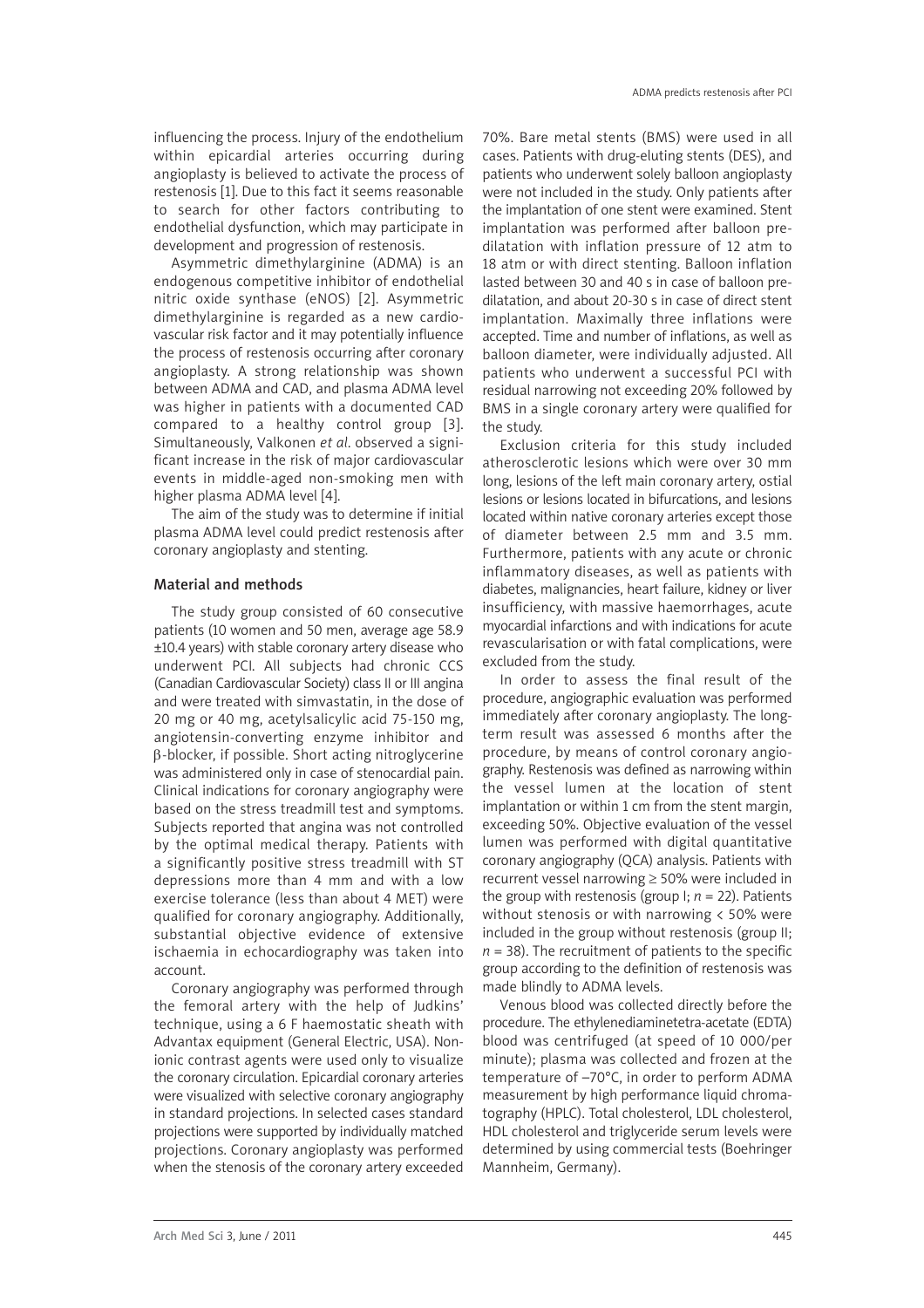influencing the process. Injury of the endothelium within epicardial arteries occurring during angioplasty is believed to activate the process of restenosis [1]. Due to this fact it seems reasonable to search for other factors contributing to endothelial dysfunction, which may participate in development and progression of restenosis.

Asymmetric dimethylarginine (ADMA) is an endogenous competitive inhibitor of endothelial nitric oxide synthase (eNOS) [2]. Asymmetric dimethylarginine is regarded as a new cardiovascular risk factor and it may potentially influence the process of restenosis occurring after coronary angioplasty. A strong relationship was shown between ADMA and CAD, and plasma ADMA level was higher in patients with a documented CAD compared to a healthy control group [3]. Simultaneously, Valkonen *et al.* observed a significant increase in the risk of major cardiovascular events in middle-aged non-smoking men with higher plasma ADMA level [4].

The aim of the study was to determine if initial plasma ADMA level could predict restenosis after coronary angioplasty and stenting.

## Material and methods

The study group consisted of 60 consecutive patients (10 women and 50 men, average age 58.9 ±10.4 years) with stable coronary artery disease who underwent PCI. All subjects had chronic CCS (Canadian Cardiovascular Society) class II or III angina and were treated with simvastatin, in the dose of 20 mg or 40 mg, acetylsalicylic acid 75-150 mg, angiotensin-converting enzyme inhibitor and β-blocker, if possible. Short acting nitroglycerine was administered only in case of stenocardial pain. Clinical indications for coronary angiography were based on the stress treadmill test and symptoms. Subjects reported that angina was not controlled by the optimal medical therapy. Patients with a significantly positive stress treadmill with ST depressions more than 4 mm and with a low exercise tolerance (less than about 4 MET) were qualified for coronary angiography. Additionally, substantial objective evidence of extensive ischaemia in echocardiography was taken into account.

Coronary angiography was performed through the femoral artery with the help of Judkins' technique, using a 6 F haemostatic sheath with Advantax equipment (General Electric, USA). Non-ionic contrast agents were used only to visualize the coronary circulation. Epicardial coronary arteries were visualized with selective coronary angiography in standard projections. In selected cases standard projections were supported by individually matched projections. Coronary angioplasty was performed when the stenosis of the coronary artery exceeded 70%. Bare metal stents (BMS) were used in all cases. Patients with drug-eluting stents (DES), and patients who underwent solely balloon angioplasty were not included in the study. Only patients after the implantation of one stent were examined. Stent implantation was performed after balloon predilatation with inflation pressure of 12 atm to 18 atm or with direct stenting. Balloon inflation lasted between 30 and 40 s in case of balloon predilatation, and about 20-30 s in case of direct stent implantation. Maximally three inflations were accepted. Time and number of inflations, as well as balloon diameter, were individually adjusted. All patients who underwent a successful PCI with residual narrowing not exceeding 20% followed by BMS in a single coronary artery were qualified for the study.

Exclusion criteria for this study included atherosclerotic lesions which were over 30 mm long, lesions of the left main coronary artery, ostial lesions or lesions located in bifurcations, and lesions located within native coronary arteries except those of diameter between 2.5 mm and 3.5 mm. Furthermore, patients with any acute or chronic inflammatory diseases, as well as patients with diabetes, malignancies, heart failure, kidney or liver insufficiency, with massive haemorrhages, acute myocardial infarctions and with indications for acute revascularisation or with fatal complications, were excluded from the study.

In order to assess the final result of the procedure, angiographic evaluation was performed immediately after coronary angioplasty. The long-term result was assessed 6 months after the procedure, by means of control coronary angiography. Restenosis was defined as narrowing within the vessel lumen at the location of stent implantation or within 1 cm from the stent margin, exceeding 50%. Objective evaluation of the vessel lumen was performed with digital quantitative coronary angiography (QCA) analysis. Patients with recurrent vessel narrowing ≥ 50% were included in the group with restenosis (group I; $n$ = 22). Patients without stenosis or with narrowing < 50% were included in the group without restenosis (group II; $n$ = 38). The recruitment of patients to the specific group according to the definition of restenosis was made blindly to ADMA levels.

Venous blood was collected directly before the procedure. The ethylenediaminetetra-acetate (EDTA) blood was centrifuged (at speed of 10 000/per minute); plasma was collected and frozen at the temperature of –70°C, in order to perform ADMA measurement by high performance liquid chromatography (HPLC). Total cholesterol, LDL cholesterol, HDL cholesterol and triglyceride serum levels were determined by using commercial tests (Boehringer Mannheim, Germany).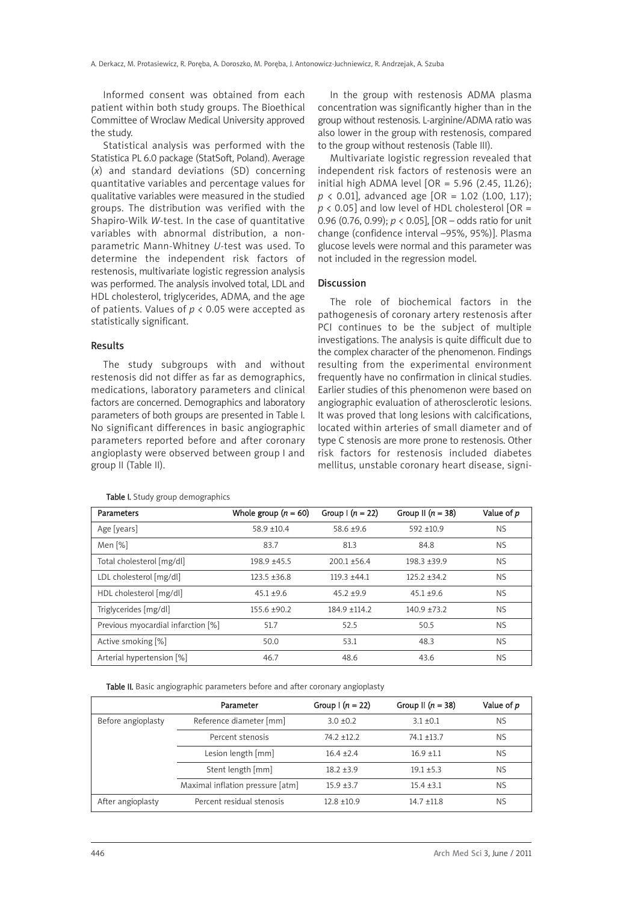Informed consent was obtained from each patient within both study groups. The Bioethical Committee of Wroclaw Medical University approved the study.

Statistical analysis was performed with the Statistica PL 6.0 package (StatSoft, Poland). Average ($x$) and standard deviations (SD) concerning quantitative variables and percentage values for qualitative variables were measured in the studied groups. The distribution was verified with the Shapiro-Wilk $W$-test. In the case of quantitative variables with abnormal distribution, a non-parametric Mann-Whitney $U$-test was used. To determine the independent risk factors of restenosis, multivariate logistic regression analysis was performed. The analysis involved total, LDL and HDL cholesterol, triglycerides, ADMA, and the age of patients. Values of $p < 0.05$ were accepted as statistically significant.

## Results

The study subgroups with and without restenosis did not differ as far as demographics, medications, laboratory parameters and clinical factors are concerned. Demographics and laboratory parameters of both groups are presented in Table I. No significant differences in basic angiographic parameters reported before and after coronary angioplasty were observed between group I and group II (Table II).

In the group with restenosis ADMA plasma concentration was significantly higher than in the group without restenosis. L-arginine/ADMA ratio was also lower in the group with restenosis, compared to the group without restenosis (Table III).

Multivariate logistic regression revealed that independent risk factors of restenosis were an initial high ADMA level [OR = 5.96 (2.45, 11.26); $p < 0.01$], advanced age [OR = 1.02 (1.00, 1.17); $p < 0.05$] and low level of HDL cholesterol [OR = 0.96 (0.76, 0.99); $p < 0.05$], [OR – odds ratio for unit change (confidence interval –95%, 95%)]. Plasma glucose levels were normal and this parameter was not included in the regression model.

## Discussion

The role of biochemical factors in the pathogenesis of coronary artery restenosis after PCI continues to be the subject of multiple investigations. The analysis is quite difficult due to the complex character of the phenomenon. Findings resulting from the experimental environment frequently have no confirmation in clinical studies. Earlier studies of this phenomenon were based on angiographic evaluation of atherosclerotic lesions. It was proved that long lesions with calcifications, located within arteries of small diameter and of type C stenosis are more prone to restenosis. Other risk factors for restenosis included diabetes mellitus, unstable coronary heart disease, signi-

**Table I.** Study group demographics

| Parameters | Whole group ($n$ = 60) | Group I ($n$ = 22) | Group II ($n$ = 38) | Value of $p$ |
|---|---|---|---|---|
| Age [years] | 58.9 ±10.4 | 58.6 ±9.6 | 592 ±10.9 | NS |
| Men [%] | 83.7 | 81.3 | 84.8 | NS |
| Total cholesterol [mg/dl] | 198.9 ±45.5 | 200.1 ±56.4 | 198.3 ±39.9 | NS |
| LDL cholesterol [mg/dl] | 123.5 ±36.8 | 119.3 ±44.1 | 125.2 ±34.2 | NS |
| HDL cholesterol [mg/dl] | 45.1 ±9.6 | 45.2 ±9.9 | 45.1 ±9.6 | NS |
| Triglycerides [mg/dl] | 155.6 ±90.2 | 184.9 ±114.2 | 140.9 ±73.2 | NS |
| Previous myocardial infarction [%] | 51.7 | 52.5 | 50.5 | NS |
| Active smoking [%] | 50.0 | 53.1 | 48.3 | NS |
| Arterial hypertension [%] | 46.7 | 48.6 | 43.6 | NS |

**Table II.** Basic angiographic parameters before and after coronary angioplasty

| | Parameter | Group I ($n$ = 22) | Group II ($n$ = 38) | Value of $p$ |
|---|---|---|---|---|
| Before angioplasty | Reference diameter [mm] | 3.0 ±0.2 | 3.1 ±0.1 | NS |
| | Percent stenosis | 74.2 ±12.2 | 74.1 ±13.7 | NS |
| | Lesion length [mm] | 16.4 ±2.4 | 16.9 ±1.1 | NS |
| | Stent length [mm] | 18.2 ±3.9 | 19.1 ±5.3 | NS |
| | Maximal inflation pressure [atm] | 15.9 ±3.7 | 15.4 ±3.1 | NS |
| After angioplasty | Percent residual stenosis | 12.8 ±10.9 | 14.7 ±11.8 | NS |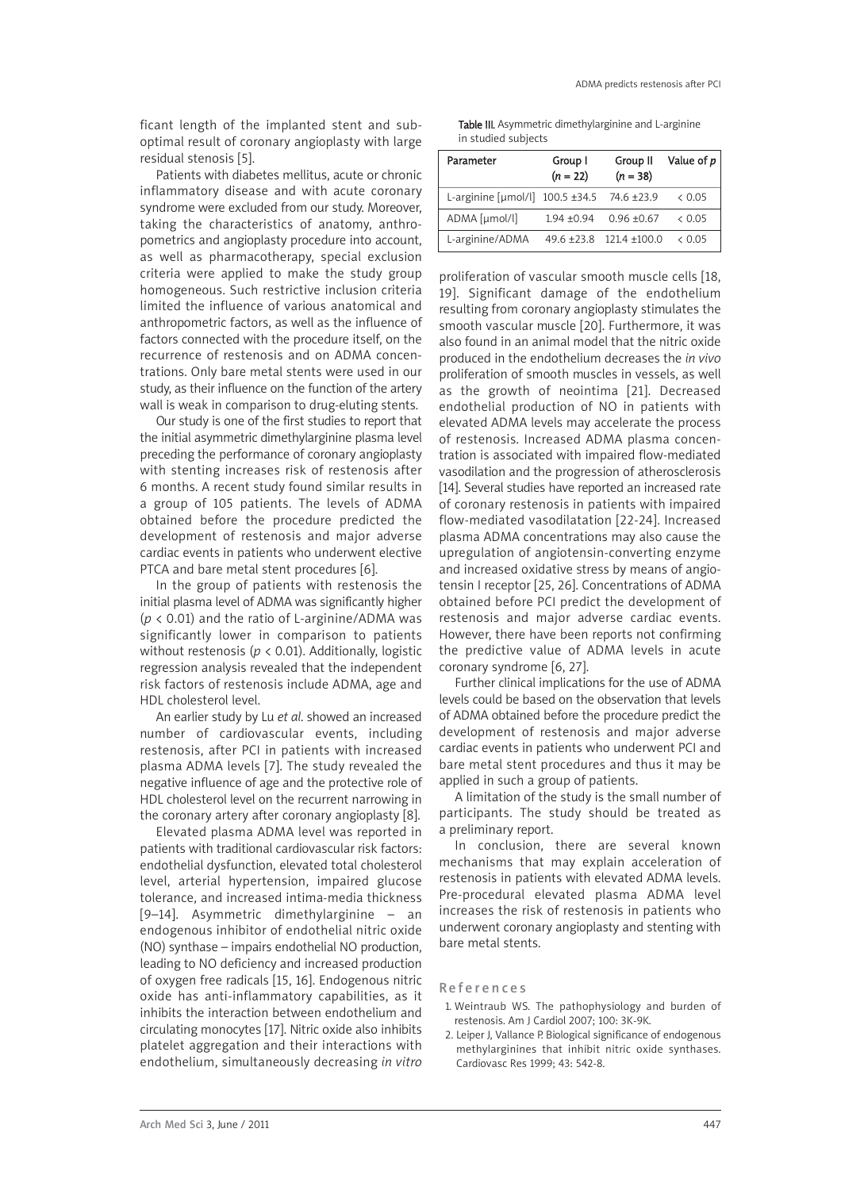ficant length of the implanted stent and suboptimal result of coronary angioplasty with large residual stenosis [5].

Patients with diabetes mellitus, acute or chronic inflammatory disease and with acute coronary syndrome were excluded from our study. Moreover, taking the characteristics of anatomy, anthropometrics and angioplasty procedure into account, as well as pharmacotherapy, special exclusion criteria were applied to make the study group homogeneous. Such restrictive inclusion criteria limited the influence of various anatomical and anthropometric factors, as well as the influence of factors connected with the procedure itself, on the recurrence of restenosis and on ADMA concentrations. Only bare metal stents were used in our study, as their influence on the function of the artery wall is weak in comparison to drug-eluting stents.

Our study is one of the first studies to report that the initial asymmetric dimethylarginine plasma level preceding the performance of coronary angioplasty with stenting increases risk of restenosis after 6 months. A recent study found similar results in a group of 105 patients. The levels of ADMA obtained before the procedure predicted the development of restenosis and major adverse cardiac events in patients who underwent elective PTCA and bare metal stent procedures [6].

In the group of patients with restenosis the initial plasma level of ADMA was significantly higher ($p < 0.01$) and the ratio of L-arginine/ADMA was significantly lower in comparison to patients without restenosis ($p < 0.01$). Additionally, logistic regression analysis revealed that the independent risk factors of restenosis include ADMA, age and HDL cholesterol level.

An earlier study by Lu *et al.* showed an increased number of cardiovascular events, including restenosis, after PCI in patients with increased plasma ADMA levels [7]. The study revealed the negative influence of age and the protective role of HDL cholesterol level on the recurrent narrowing in the coronary artery after coronary angioplasty [8].

Elevated plasma ADMA level was reported in patients with traditional cardiovascular risk factors: endothelial dysfunction, elevated total cholesterol level, arterial hypertension, impaired glucose tolerance, and increased intima-media thickness [9–14]. Asymmetric dimethylarginine – an endogenous inhibitor of endothelial nitric oxide (NO) synthase – impairs endothelial NO production, leading to NO deficiency and increased production of oxygen free radicals [15, 16]. Endogenous nitric oxide has anti-inflammatory capabilities, as it inhibits the interaction between endothelium and circulating monocytes [17]. Nitric oxide also inhibits platelet aggregation and their interactions with endothelium, simultaneously decreasing *in vitro* proliferation of vascular smooth muscle cells [18, 19]. Significant damage of the endothelium resulting from coronary angioplasty stimulates the smooth vascular muscle [20]. Furthermore, it was also found in an animal model that the nitric oxide produced in the endothelium decreases the *in vivo* proliferation of smooth muscles in vessels, as well as the growth of neointima [21]. Decreased endothelial production of NO in patients with elevated ADMA levels may accelerate the process of restenosis. Increased ADMA plasma concentration is associated with impaired flow-mediated vasodilation and the progression of atherosclerosis [14]. Several studies have reported an increased rate of coronary restenosis in patients with impaired flow-mediated vasodilatation [22-24]. Increased plasma ADMA concentrations may also cause the upregulation of angiotensin-converting enzyme and increased oxidative stress by means of angiotensin I receptor [25, 26]. Concentrations of ADMA obtained before PCI predict the development of restenosis and major adverse cardiac events. However, there have been reports not confirming the predictive value of ADMA levels in acute coronary syndrome [6, 27].

**Table III.** Asymmetric dimethylarginine and L-arginine in studied subjects

| Parameter | Group I ($n$ = 22) | Group II ($n$ = 38) | Value of $p$ |
|---|---|---|---|
| L-arginine [μmol/l] | 100.5 ±34.5 | 74.6 ±23.9 | < 0.05 |
| ADMA [μmol/l] | 1.94 ±0.94 | 0.96 ±0.67 | < 0.05 |
| L-arginine/ADMA | 49.6 ±23.8 | 121.4 ±100.0 | < 0.05 |

Further clinical implications for the use of ADMA levels could be based on the observation that levels of ADMA obtained before the procedure predict the development of restenosis and major adverse cardiac events in patients who underwent PCI and bare metal stent procedures and thus it may be applied in such a group of patients.

A limitation of the study is the small number of participants. The study should be treated as a preliminary report.

In conclusion, there are several known mechanisms that may explain acceleration of restenosis in patients with elevated ADMA levels. Pre-procedural elevated plasma ADMA level increases the risk of restenosis in patients who underwent coronary angioplasty and stenting with bare metal stents.

## References

1. Weintraub WS. The pathophysiology and burden of restenosis. Am J Cardiol 2007; 100: 3K-9K.
2. Leiper J, Vallance P. Biological significance of endogenous methylarginines that inhibit nitric oxide synthases. Cardiovasc Res 1999; 43: 542-8.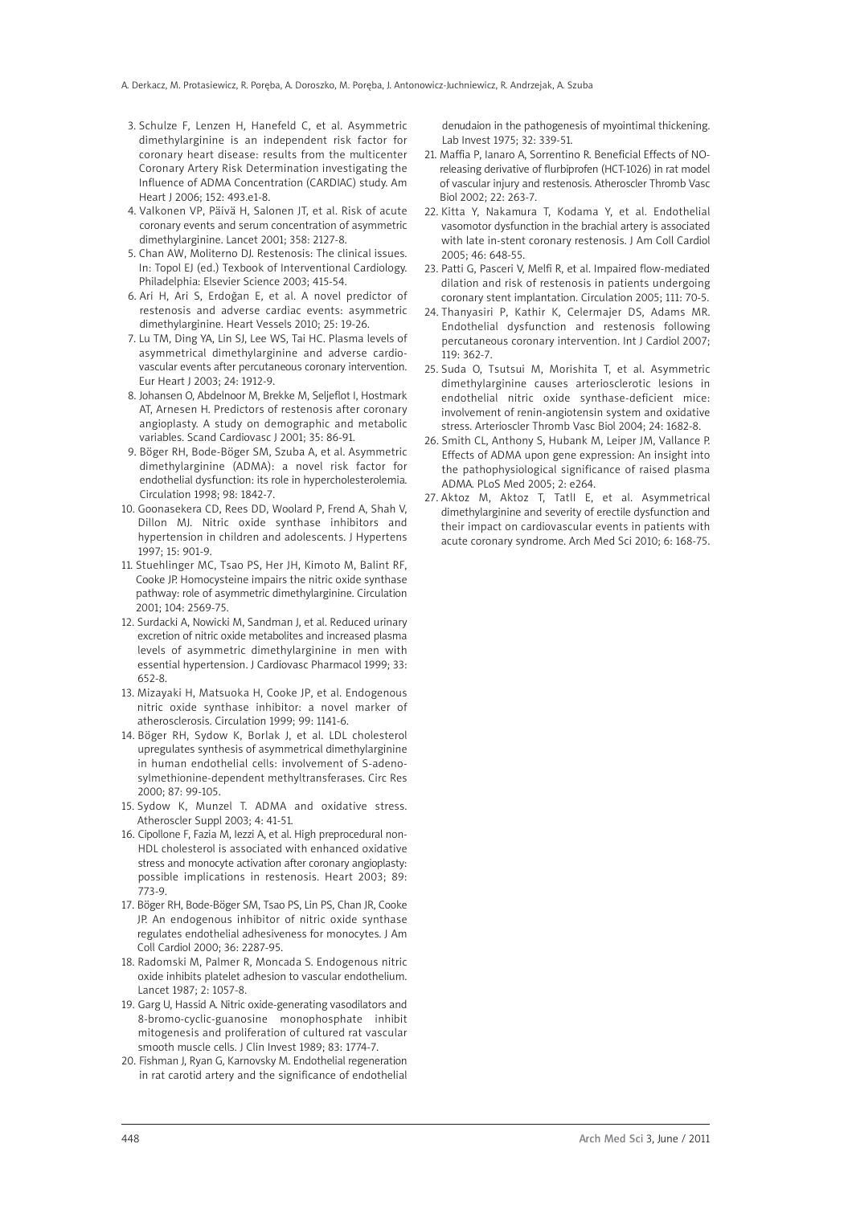3. Schulze F, Lenzen H, Hanefeld C, et al. Asymmetric dimethylarginine is an independent risk factor for coronary heart disease: results from the multicenter Coronary Artery Risk Determination investigating the Influence of ADMA Concentration (CARDIAC) study. Am Heart J 2006; 152: 493.e1-8.
4. Valkonen VP, Päivä H, Salonen JT, et al. Risk of acute coronary events and serum concentration of asymmetric dimethylarginine. Lancet 2001; 358: 2127-8.
5. Chan AW, Moliterno DJ. Restenosis: The clinical issues. In: Topol EJ (ed.) Texbook of Interventional Cardiology. Philadelphia: Elsevier Science 2003; 415-54.
6. Ari H, Ari S, Erdoğan E, et al. A novel predictor of restenosis and adverse cardiac events: asymmetric dimethylarginine. Heart Vessels 2010; 25: 19-26.
7. Lu TM, Ding YA, Lin SJ, Lee WS, Tai HC. Plasma levels of asymmetrical dimethylarginine and adverse cardiovascular events after percutaneous coronary intervention. Eur Heart J 2003; 24: 1912-9.
8. Johansen O, Abdelnoor M, Brekke M, Seljeflot I, Hostmark AT, Arnesen H. Predictors of restenosis after coronary angioplasty. A study on demographic and metabolic variables. Scand Cardiovasc J 2001; 35: 86-91.
9. Böger RH, Bode-Böger SM, Szuba A, et al. Asymmetric dimethylarginine (ADMA): a novel risk factor for endothelial dysfunction: its role in hypercholesterolemia. Circulation 1998; 98: 1842-7.
10. Goonasekera CD, Rees DD, Woolard P, Frend A, Shah V, Dillon MJ. Nitric oxide synthase inhibitors and hypertension in children and adolescents. J Hypertens 1997; 15: 901-9.
11. Stuehlinger MC, Tsao PS, Her JH, Kimoto M, Balint RF, Cooke JP. Homocysteine impairs the nitric oxide synthase pathway: role of asymmetric dimethylarginine. Circulation 2001; 104: 2569-75.
12. Surdacki A, Nowicki M, Sandman J, et al. Reduced urinary excretion of nitric oxide metabolites and increased plasma levels of asymmetric dimethylarginine in men with essential hypertension. J Cardiovasc Pharmacol 1999; 33: 652-8.
13. Mizayaki H, Matsuoka H, Cooke JP, et al. Endogenous nitric oxide synthase inhibitor: a novel marker of atherosclerosis. Circulation 1999; 99: 1141-6.
14. Böger RH, Sydow K, Borlak J, et al. LDL cholesterol upregulates synthesis of asymmetrical dimethylarginine in human endothelial cells: involvement of S-adenosylmethionine-dependent methyltransferases. Circ Res 2000; 87: 99-105.
15. Sydow K, Munzel T. ADMA and oxidative stress. Atheroscler Suppl 2003; 4: 41-51.
16. Cipollone F, Fazia M, Iezzi A, et al. High preprocedural non-HDL cholesterol is associated with enhanced oxidative stress and monocyte activation after coronary angioplasty: possible implications in restenosis. Heart 2003; 89: 773-9.
17. Böger RH, Bode-Böger SM, Tsao PS, Lin PS, Chan JR, Cooke JP. An endogenous inhibitor of nitric oxide synthase regulates endothelial adhesiveness for monocytes. J Am Coll Cardiol 2000; 36: 2287-95.
18. Radomski M, Palmer R, Moncada S. Endogenous nitric oxide inhibits platelet adhesion to vascular endothelium. Lancet 1987; 2: 1057-8.
19. Garg U, Hassid A. Nitric oxide-generating vasodilators and 8-bromo-cyclic-guanosine monophosphate inhibit mitogenesis and proliferation of cultured rat vascular smooth muscle cells. J Clin Invest 1989; 83: 1774-7.
20. Fishman J, Ryan G, Karnovsky M. Endothelial regeneration in rat carotid artery and the significance of endothelial denudaion in the pathogenesis of myointimal thickening. Lab Invest 1975; 32: 339-51.
21. Maffia P, Ianaro A, Sorrentino R. Beneficial Effects of NO-releasing derivative of flurbiprofen (HCT-1026) in rat model of vascular injury and restenosis. Atheroscler Thromb Vasc Biol 2002; 22: 263-7.
22. Kitta Y, Nakamura T, Kodama Y, et al. Endothelial vasomotor dysfunction in the brachial artery is associated with late in-stent coronary restenosis. J Am Coll Cardiol 2005; 46: 648-55.
23. Patti G, Pasceri V, Melfi R, et al. Impaired flow-mediated dilation and risk of restenosis in patients undergoing coronary stent implantation. Circulation 2005; 111: 70-5.
24. Thanyasiri P, Kathir K, Celermajer DS, Adams MR. Endothelial dysfunction and restenosis following percutaneous coronary intervention. Int J Cardiol 2007; 119: 362-7.
25. Suda O, Tsutsui M, Morishita T, et al. Asymmetric dimethylarginine causes arteriosclerotic lesions in endothelial nitric oxide synthase-deficient mice: involvement of renin-angiotensin system and oxidative stress. Arterioscler Thromb Vasc Biol 2004; 24: 1682-8.
26. Smith CL, Anthony S, Hubank M, Leiper JM, Vallance P. Effects of ADMA upon gene expression: An insight into the pathophysiological significance of raised plasma ADMA. PLoS Med 2005; 2: e264.
27. Aktoz M, Aktoz T, Tatli E, et al. Asymmetrical dimethylarginine and severity of erectile dysfunction and their impact on cardiovascular events in patients with acute coronary syndrome. Arch Med Sci 2010; 6: 168-75.